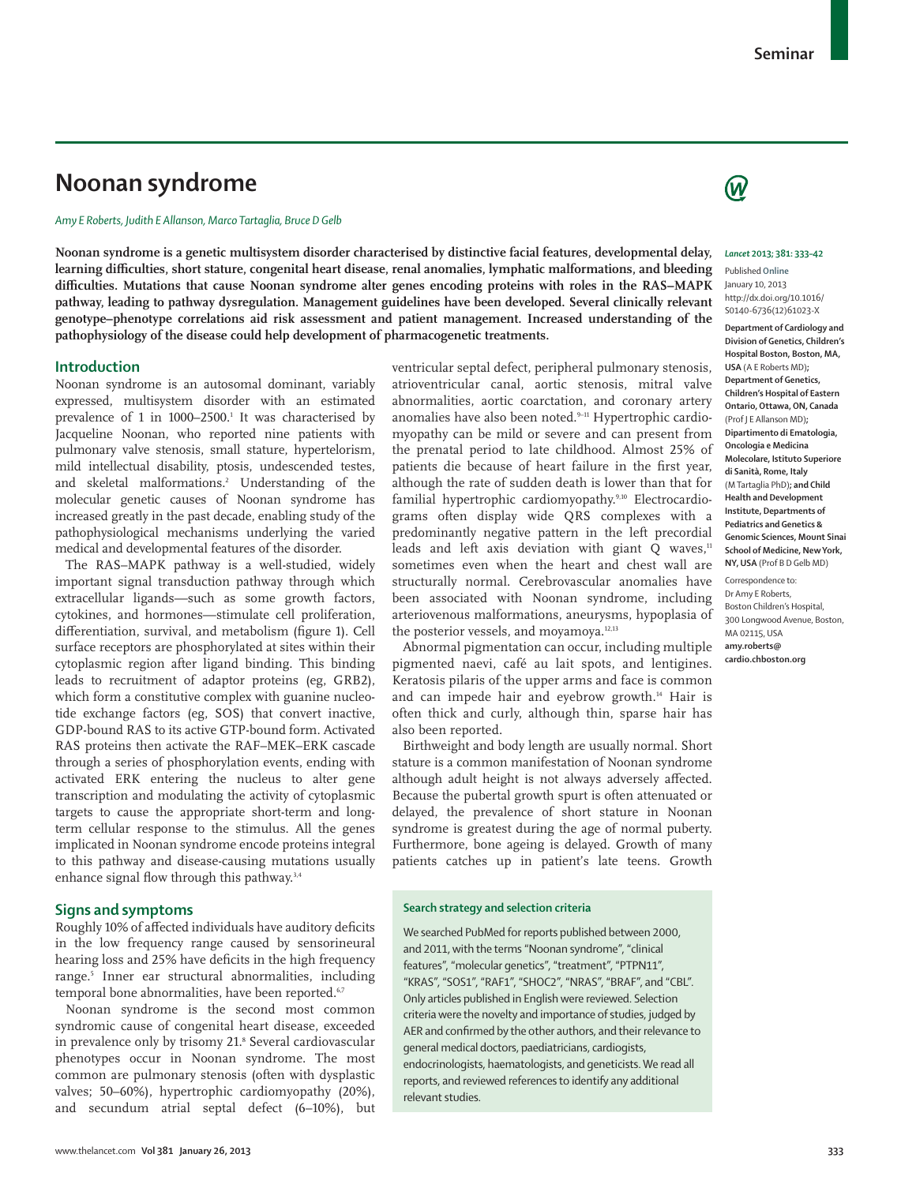# Noonan syndrome

*Amy E Roberts, Judith E Allanson, Marco Tartaglia, Bruce D Gelb*

**Noonan syndrome is a genetic multisystem disorder characterised by distinctive facial features, developmental delay, learning difficulties, short stature, congenital heart disease, renal anomalies, lymphatic malformations, and bleeding difficulties. Mutations that cause Noonan syndrome alter genes encoding proteins with roles in the RAS–MAPK pathway, leading to pathway dysregulation. Management guidelines have been developed. Several clinically relevant genotype–phenotype correlations aid risk assessment and patient management. Increased understanding of the pathophysiology of the disease could help development of pharmacogenetic treatments.**

*Lancet* 2013; 381: 333–42

Published Online January 10, 2013 http://dx.doi.org/10.1016/S0140-6736(12)61023-X

**Department of Cardiology and Division of Genetics, Children's Hospital Boston, Boston, MA, USA** (A E Roberts MD)**; Department of Genetics, Children's Hospital of Eastern Ontario, Ottawa, ON, Canada** (Prof J E Allanson MD)**; Dipartimento di Ematologia, Oncologia e Medicina Molecolare, Istituto Superiore di Sanità, Rome, Italy** (M Tartaglia PhD)**; and Child Health and Development Institute, Departments of Pediatrics and Genetics & Genomic Sciences, Mount Sinai School of Medicine, New York, NY, USA** (Prof B D Gelb MD)

Correspondence to: Dr Amy E Roberts, Boston Children's Hospital, 300 Longwood Avenue, Boston, MA 02115, USA **amy.roberts@cardio.chboston.org**

## Introduction

Noonan syndrome is an autosomal dominant, variably expressed, multisystem disorder with an estimated prevalence of 1 in 1000–2500.[1] It was characterised by Jacqueline Noonan, who reported nine patients with pulmonary valve stenosis, small stature, hypertelorism, mild intellectual disability, ptosis, undescended testes, and skeletal malformations.[2] Understanding of the molecular genetic causes of Noonan syndrome has increased greatly in the past decade, enabling study of the pathophysiological mechanisms underlying the varied medical and developmental features of the disorder.

The RAS–MAPK pathway is a well-studied, widely important signal transduction pathway through which extracellular ligands—such as some growth factors, cytokines, and hormones—stimulate cell proliferation, differentiation, survival, and metabolism (figure 1). Cell surface receptors are phosphorylated at sites within their cytoplasmic region after ligand binding. This binding leads to recruitment of adaptor proteins (eg, GRB2), which form a constitutive complex with guanine nucleotide exchange factors (eg, SOS) that convert inactive, GDP-bound RAS to its active GTP-bound form. Activated RAS proteins then activate the RAF–MEK–ERK cascade through a series of phosphorylation events, ending with activated ERK entering the nucleus to alter gene transcription and modulating the activity of cytoplasmic targets to cause the appropriate short-term and long-term cellular response to the stimulus. All the genes implicated in Noonan syndrome encode proteins integral to this pathway and disease-causing mutations usually enhance signal flow through this pathway.[3,4]

## Signs and symptoms

Roughly 10% of affected individuals have auditory deficits in the low frequency range caused by sensorineural hearing loss and 25% have deficits in the high frequency range.[5] Inner ear structural abnormalities, including temporal bone abnormalities, have been reported.[6,7]

Noonan syndrome is the second most common syndromic cause of congenital heart disease, exceeded in prevalence only by trisomy 21.[8] Several cardiovascular phenotypes occur in Noonan syndrome. The most common are pulmonary stenosis (often with dysplastic valves; 50–60%), hypertrophic cardiomyopathy (20%), and secundum atrial septal defect (6–10%), but ventricular septal defect, peripheral pulmonary stenosis, atrioventricular canal, aortic stenosis, mitral valve abnormalities, aortic coarctation, and coronary artery anomalies have also been noted.[9–11] Hypertrophic cardiomyopathy can be mild or severe and can present from the prenatal period to late childhood. Almost 25% of patients die because of heart failure in the first year, although the rate of sudden death is lower than that for familial hypertrophic cardiomyopathy.[9,10] Electrocardiograms often display wide QRS complexes with a predominantly negative pattern in the left precordial leads and left axis deviation with giant Q waves,[11] sometimes even when the heart and chest wall are structurally normal. Cerebrovascular anomalies have been associated with Noonan syndrome, including arteriovenous malformations, aneurysms, hypoplasia of the posterior vessels, and moyamoya.[12,13]

Abnormal pigmentation can occur, including multiple pigmented naevi, café au lait spots, and lentigines. Keratosis pilaris of the upper arms and face is common and can impede hair and eyebrow growth.[14] Hair is often thick and curly, although thin, sparse hair has also been reported.

Birthweight and body length are usually normal. Short stature is a common manifestation of Noonan syndrome although adult height is not always adversely affected. Because the pubertal growth spurt is often attenuated or delayed, the prevalence of short stature in Noonan syndrome is greatest during the age of normal puberty. Furthermore, bone ageing is delayed. Growth of many patients catches up in patient's late teens. Growth

### Search strategy and selection criteria

We searched PubMed for reports published between 2000, and 2011, with the terms "Noonan syndrome", "clinical features", "molecular genetics", "treatment", "PTPN11", "KRAS", "SOS1", "RAF1", "SHOC2", "NRAS", "BRAF", and "CBL". Only articles published in English were reviewed. Selection criteria were the novelty and importance of studies, judged by AER and confirmed by the other authors, and their relevance to general medical doctors, paediatricians, cardiogists, endocrinologists, haematologists, and geneticists. We read all reports, and reviewed references to identify any additional relevant studies.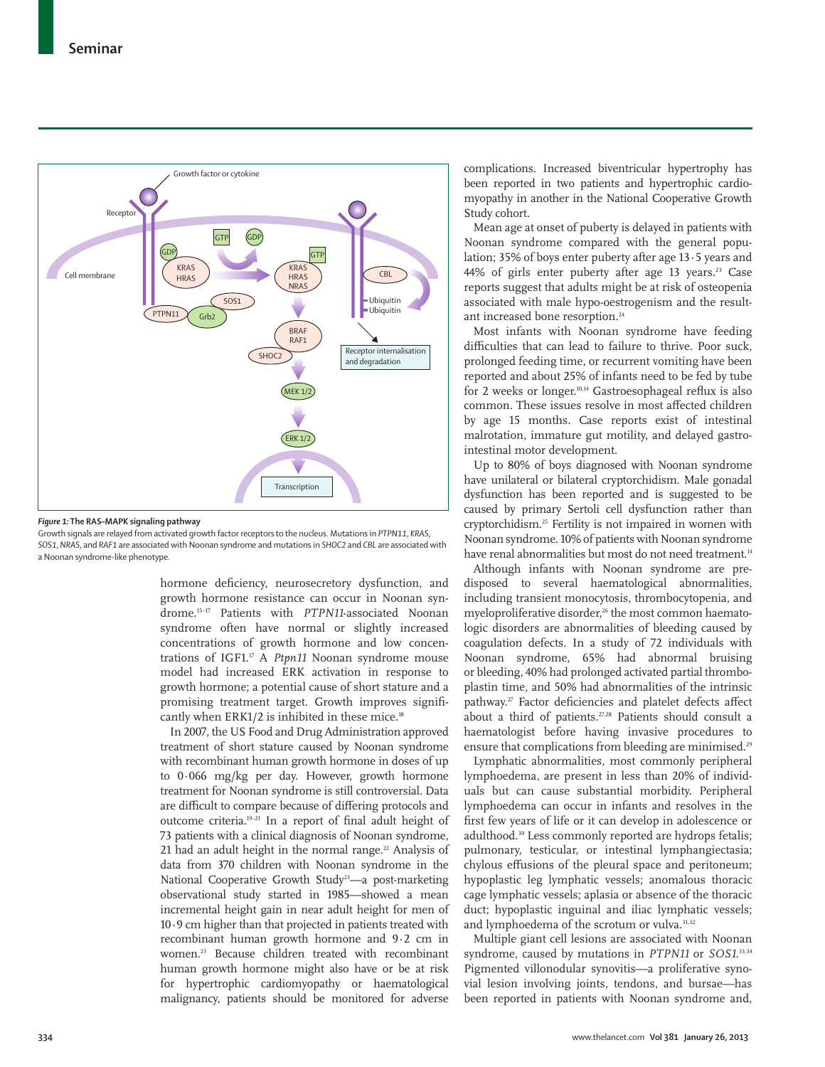*Figure 1:* **The RAS–MAPK signaling pathway**

Growth signals are relayed from activated growth factor receptors to the nucleus. Mutations in *PTPN11*, *KRAS*, *SOS1*, *NRAS*, and *RAF1* are associated with Noonan syndrome and mutations in *SHOC2* and *CBL* are associated with a Noonan syndrome-like phenotype.

hormone deficiency, neurosecretory dysfunction, and growth hormone resistance can occur in Noonan syndrome.[15–17] Patients with *PTPN11*-associated Noonan syndrome often have normal or slightly increased concentrations of growth hormone and low concentrations of IGF1.[17] A *Ptpn11* Noonan syndrome mouse model had increased ERK activation in response to growth hormone; a potential cause of short stature and a promising treatment target. Growth improves significantly when ERK1/2 is inhibited in these mice.[18]

In 2007, the US Food and Drug Administration approved treatment of short stature caused by Noonan syndrome with recombinant human growth hormone in doses of up to 0·066 mg/kg per day. However, growth hormone treatment for Noonan syndrome is still controversial. Data are difficult to compare because of differing protocols and outcome criteria.[19–21] In a report of final adult height of 73 patients with a clinical diagnosis of Noonan syndrome, 21 had an adult height in the normal range.[22] Analysis of data from 370 children with Noonan syndrome in the National Cooperative Growth Study[23]—a post-marketing observational study started in 1985—showed a mean incremental height gain in near adult height for men of 10·9 cm higher than that projected in patients treated with recombinant human growth hormone and 9·2 cm in women.[23] Because children treated with recombinant human growth hormone might also have or be at risk for hypertrophic cardiomyopathy or haematological malignancy, patients should be monitored for adverse complications. Increased biventricular hypertrophy has been reported in two patients and hypertrophic cardiomyopathy in another in the National Cooperative Growth Study cohort.

Mean age at onset of puberty is delayed in patients with Noonan syndrome compared with the general population; 35% of boys enter puberty after age 13·5 years and 44% of girls enter puberty after age 13 years.[23] Case reports suggest that adults might be at risk of osteopenia associated with male hypo-oestrogenism and the resultant increased bone resorption.[24]

Most infants with Noonan syndrome have feeding difficulties that can lead to failure to thrive. Poor suck, prolonged feeding time, or recurrent vomiting have been reported and about 25% of infants need to be fed by tube for 2 weeks or longer.[10,14] Gastroesophageal reflux is also common. These issues resolve in most affected children by age 15 months. Case reports exist of intestinal malrotation, immature gut motility, and delayed gastrointestinal motor development.

Up to 80% of boys diagnosed with Noonan syndrome have unilateral or bilateral cryptorchidism. Male gonadal dysfunction has been reported and is suggested to be caused by primary Sertoli cell dysfunction rather than cryptorchidism.[25] Fertility is not impaired in women with Noonan syndrome. 10% of patients with Noonan syndrome have renal abnormalities but most do not need treatment.[14]

Although infants with Noonan syndrome are predisposed to several haematological abnormalities, including transient monocytosis, thrombocytopenia, and myeloproliferative disorder,[26] the most common haematologic disorders are abnormalities of bleeding caused by coagulation defects. In a study of 72 individuals with Noonan syndrome, 65% had abnormal bruising or bleeding, 40% had prolonged activated partial thromboplastin time, and 50% had abnormalities of the intrinsic pathway.[27] Factor deficiencies and platelet defects affect about a third of patients.[27,28] Patients should consult a haematologist before having invasive procedures to ensure that complications from bleeding are minimised.[29]

Lymphatic abnormalities, most commonly peripheral lymphoedema, are present in less than 20% of individuals but can cause substantial morbidity. Peripheral lymphoedema can occur in infants and resolves in the first few years of life or it can develop in adolescence or adulthood.[30] Less commonly reported are hydrops fetalis; pulmonary, testicular, or intestinal lymphangiectasia; chylous effusions of the pleural space and peritoneum; hypoplastic leg lymphatic vessels; anomalous thoracic cage lymphatic vessels; aplasia or absence of the thoracic duct; hypoplastic inguinal and iliac lymphatic vessels; and lymphoedema of the scrotum or vulva.[31,32]

Multiple giant cell lesions are associated with Noonan syndrome, caused by mutations in *PTPN11* or *SOS1*.[33,34] Pigmented villonodular synovitis—a proliferative synovial lesion involving joints, tendons, and bursae—has been reported in patients with Noonan syndrome and,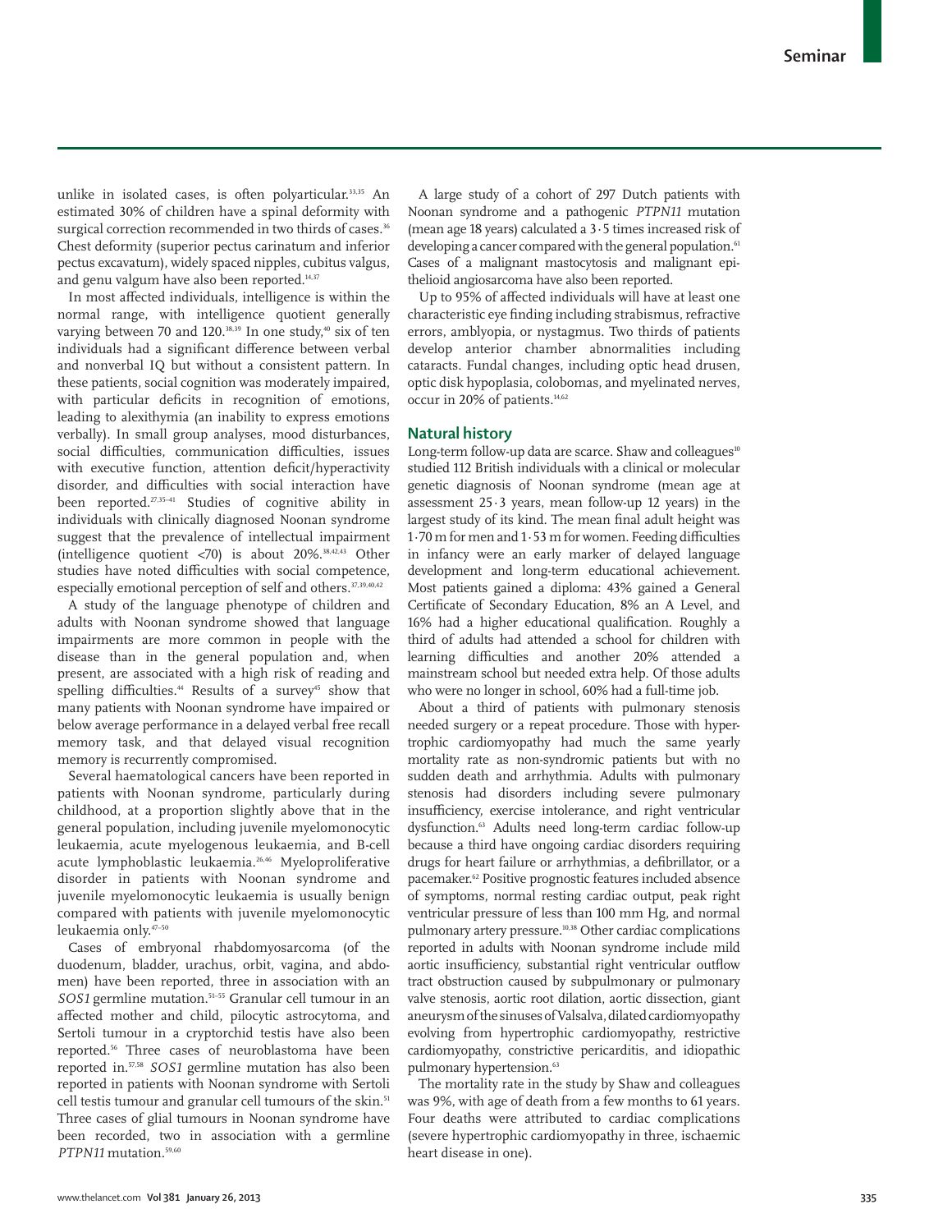unlike in isolated cases, is often polyarticular.[33,35] An estimated 30% of children have a spinal deformity with surgical correction recommended in two thirds of cases.[36] Chest deformity (superior pectus carinatum and inferior pectus excavatum), widely spaced nipples, cubitus valgus, and genu valgum have also been reported.[14,37]

In most affected individuals, intelligence is within the normal range, with intelligence quotient generally varying between 70 and 120.[38,39] In one study,[40] six of ten individuals had a significant difference between verbal and nonverbal IQ but without a consistent pattern. In these patients, social cognition was moderately impaired, with particular deficits in recognition of emotions, leading to alexithymia (an inability to express emotions verbally). In small group analyses, mood disturbances, social difficulties, communication difficulties, issues with executive function, attention deficit/hyperactivity disorder, and difficulties with social interaction have been reported.[27,35–41] Studies of cognitive ability in individuals with clinically diagnosed Noonan syndrome suggest that the prevalence of intellectual impairment (intelligence quotient <70) is about 20%.[38,42,43] Other studies have noted difficulties with social competence, especially emotional perception of self and others.[37,39,40,42]

A study of the language phenotype of children and adults with Noonan syndrome showed that language impairments are more common in people with the disease than in the general population and, when present, are associated with a high risk of reading and spelling difficulties.[44] Results of a survey[45] show that many patients with Noonan syndrome have impaired or below average performance in a delayed verbal free recall memory task, and that delayed visual recognition memory is recurrently compromised.

Several haematological cancers have been reported in patients with Noonan syndrome, particularly during childhood, at a proportion slightly above that in the general population, including juvenile myelomonocytic leukaemia, acute myelogenous leukaemia, and B-cell acute lymphoblastic leukaemia.[26,46] Myeloproliferative disorder in patients with Noonan syndrome and juvenile myelomonocytic leukaemia is usually benign compared with patients with juvenile myelomonocytic leukaemia only.[47–50]

Cases of embryonal rhabdomyosarcoma (of the duodenum, bladder, urachus, orbit, vagina, and abdomen) have been reported, three in association with an *SOS1* germline mutation.[51–55] Granular cell tumour in an affected mother and child, pilocytic astrocytoma, and Sertoli tumour in a cryptorchid testis have also been reported.[56] Three cases of neuroblastoma have been reported in.[57,58] *SOS1* germline mutation has also been reported in patients with Noonan syndrome with Sertoli cell testis tumour and granular cell tumours of the skin.[51] Three cases of glial tumours in Noonan syndrome have been recorded, two in association with a germline *PTPN11* mutation.[59,60]

A large study of a cohort of 297 Dutch patients with Noonan syndrome and a pathogenic *PTPN11* mutation (mean age 18 years) calculated a 3·5 times increased risk of developing a cancer compared with the general population.[61] Cases of a malignant mastocytosis and malignant epithelioid angiosarcoma have also been reported.

Up to 95% of affected individuals will have at least one characteristic eye finding including strabismus, refractive errors, amblyopia, or nystagmus. Two thirds of patients develop anterior chamber abnormalities including cataracts. Fundal changes, including optic head drusen, optic disk hypoplasia, colobomas, and myelinated nerves, occur in 20% of patients.[14,62]

## Natural history

Long-term follow-up data are scarce. Shaw and colleagues[10] studied 112 British individuals with a clinical or molecular genetic diagnosis of Noonan syndrome (mean age at assessment 25·3 years, mean follow-up 12 years) in the largest study of its kind. The mean final adult height was 1·70 m for men and 1·53 m for women. Feeding difficulties in infancy were an early marker of delayed language development and long-term educational achievement. Most patients gained a diploma: 43% gained a General Certificate of Secondary Education, 8% an A Level, and 16% had a higher educational qualification. Roughly a third of adults had attended a school for children with learning difficulties and another 20% attended a mainstream school but needed extra help. Of those adults who were no longer in school, 60% had a full-time job.

About a third of patients with pulmonary stenosis needed surgery or a repeat procedure. Those with hypertrophic cardiomyopathy had much the same yearly mortality rate as non-syndromic patients but with no sudden death and arrhythmia. Adults with pulmonary stenosis had disorders including severe pulmonary insufficiency, exercise intolerance, and right ventricular dysfunction.[63] Adults need long-term cardiac follow-up because a third have ongoing cardiac disorders requiring drugs for heart failure or arrhythmias, a defibrillator, or a pacemaker.[62] Positive prognostic features included absence of symptoms, normal resting cardiac output, peak right ventricular pressure of less than 100 mm Hg, and normal pulmonary artery pressure.[10,38] Other cardiac complications reported in adults with Noonan syndrome include mild aortic insufficiency, substantial right ventricular outflow tract obstruction caused by subpulmonory or pulmonary valve stenosis, aortic root dilation, aortic dissection, giant aneurysm of the sinuses of Valsalva, dilated cardiomyopathy evolving from hypertrophic cardiomyopathy, restrictive cardiomyopathy, constrictive pericarditis, and idiopathic pulmonary hypertension.[63]

The mortality rate in the study by Shaw and colleagues was 9%, with age of death from a few months to 61 years. Four deaths were attributed to cardiac complications (severe hypertrophic cardiomyopathy in three, ischaemic heart disease in one).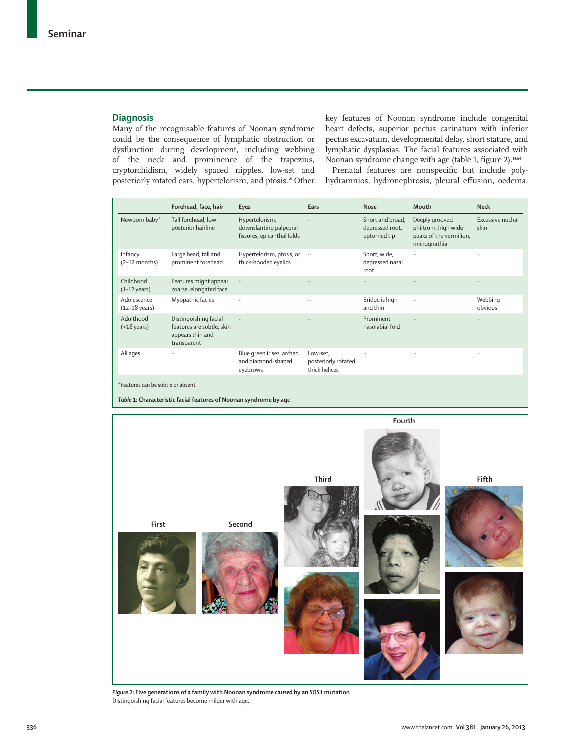## Diagnosis

Many of the recognisable features of Noonan syndrome could be the consequence of lymphatic obstruction or dysfunction during development, including webbing of the neck and prominence of the trapezius, cryptorchidism, widely spaced nipples, low-set and posteriorly rotated ears, hypertelorism, and ptosis.[38] Other key features of Noonan syndrome include congenital heart defects, superior pectus carinatum with inferior pectus excavatum, developmental delay, short stature, and lymphatic dysplasias. The facial features associated with Noonan syndrome change with age (table 1, figure 2).[14,64]

Prenatal features are nonspecific but include polyhydramnios, hydronephrosis, pleural effusion, oedema,

| | Forehead, face, hair | Eyes | Ears | Nose | Mouth | Neck |
|---|---|---|---|---|---|---|
| Newborn baby* | Tall forehead, low posterior hairline | Hypertelorism, downslanting palpebral fissures, epicanthal folds | .. | Short and broad, depressed root, upturned tip | Deeply grooved philtrum, high wide peaks of the vermilion, micrognathia | Excessive nuchal skin |
| Infancy (2–12 months) | Large head, tall and prominent forehead | Hypertelorism, ptosis, or thick-hooded eyelids | .. | Short, wide, depressed nasal root | .. | .. |
| Childhood (1–12 years) | Features might appear coarse, elongated face | .. | .. | .. | .. | .. |
| Adolescence (12–18 years) | Myopathic facies | .. | .. | Bridge is high and thin | .. | Webbing obvious |
| Adulthood (>18 years) | Distinguishing facial features are subtle, skin appears thin and transparent | .. | .. | Prominent nasolabial fold | .. | .. |
| All ages | .. | Blue green irises, arched and diamond-shaped eyebrows | Low-set, posteriorly rotated, thick helices | .. | .. | .. |

*Features can be subtle or absent.

*Table 1:* **Characteristic facial features of Noonan syndrome by age**

First Second Third Fourth Fifth

*Figure 2:* **Five generations of a family with Noonan syndrome caused by an *SOS1* mutation**
Distinguishing facial features become milder with age.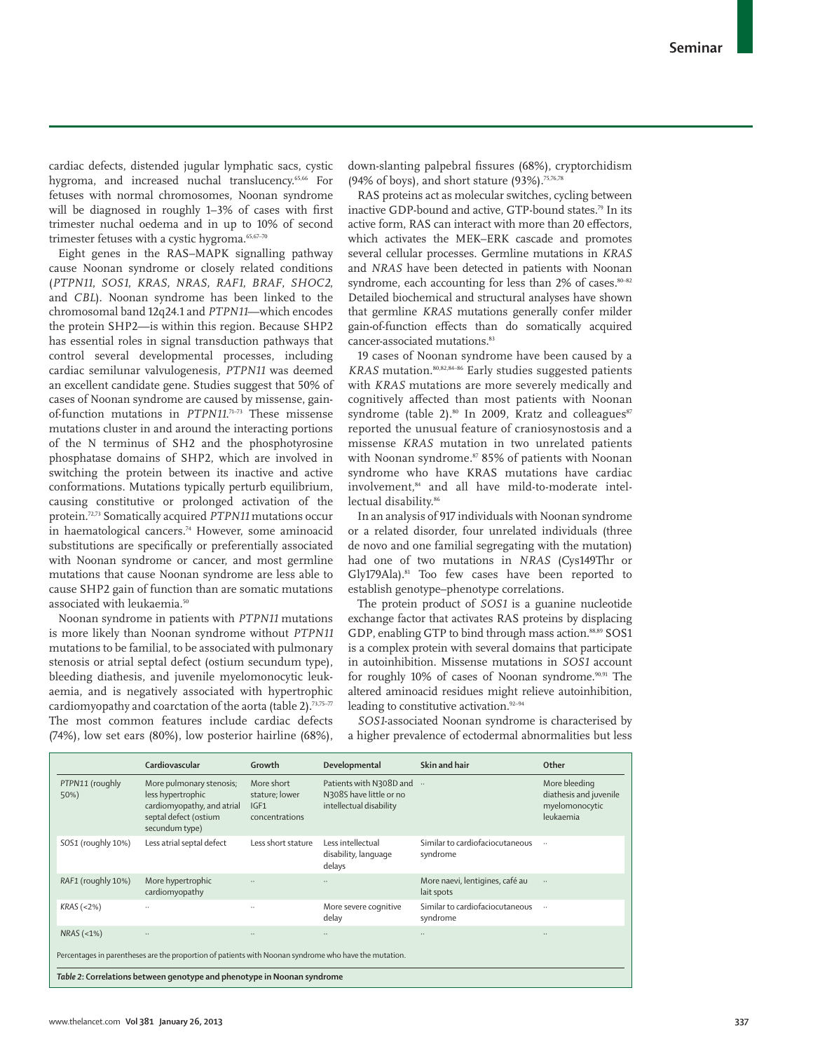cardiac defects, distended jugular lymphatic sacs, cystic hygroma, and increased nuchal translucency.[65,66] For fetuses with normal chromosomes, Noonan syndrome will be diagnosed in roughly 1–3% of cases with first trimester nuchal oedema and in up to 10% of second trimester fetuses with a cystic hygroma.[65,67–70]

Eight genes in the RAS–MAPK signalling pathway cause Noonan syndrome or closely related conditions (*PTPN11*, *SOS1*, *KRAS*, *NRAS*, *RAF1*, *BRAF*, *SHOC2*, and *CBL*). Noonan syndrome has been linked to the chromosomal band 12q24.1 and *PTPN11*—which encodes the protein SHP2—is within this region. Because SHP2 has essential roles in signal transduction pathways that control several developmental processes, including cardiac semilunar valvulogenesis, *PTPN11* was deemed an excellent candidate gene. Studies suggest that 50% of cases of Noonan syndrome are caused by missense, gain-of-function mutations in *PTPN11*.[71–73] These missense mutations cluster in and around the interacting portions of the N terminus of SH2 and the phosphotyrosine phosphatase domains of SHP2, which are involved in switching the protein between its inactive and active conformations. Mutations typically perturb equilibrium, causing constitutive or prolonged activation of the protein.[72,73] Somatically acquired *PTPN11* mutations occur in haematological cancers.[74] However, some aminoacid substitutions are specifically or preferentially associated with Noonan syndrome or cancer, and most germline mutations that cause Noonan syndrome are less able to cause SHP2 gain of function than are somatic mutations associated with leukaemia.[50]

Noonan syndrome in patients with *PTPN11* mutations is more likely than Noonan syndrome without *PTPN11* mutations to be familial, to be associated with pulmonary stenosis or atrial septal defect (ostium secundum type), bleeding diathesis, and juvenile myelomonocytic leukaemia, and is negatively associated with hypertrophic cardiomyopathy and coarctation of the aorta (table 2).[73,75–77] The most common features include cardiac defects (74%), low set ears (80%), low posterior hairline (68%), down-slanting palpebral fissures (68%), cryptorchidism (94% of boys), and short stature (93%).[75,76,78]

RAS proteins act as molecular switches, cycling between inactive GDP-bound and active, GTP-bound states.[79] In its active form, RAS can interact with more than 20 effectors, which activates the MEK–ERK cascade and promotes several cellular processes. Germline mutations in *KRAS* and *NRAS* have been detected in patients with Noonan syndrome, each accounting for less than 2% of cases.[80–82] Detailed biochemical and structural analyses have shown that germline *KRAS* mutations generally confer milder gain-of-function effects than do somatically acquired cancer-associated mutations.[83]

19 cases of Noonan syndrome have been caused by a *KRAS* mutation.[80,82,84–86] Early studies suggested patients with *KRAS* mutations are more severely medically and cognitively affected than most patients with Noonan syndrome (table 2).[80] In 2009, Kratz and colleagues[87] reported the unusual feature of craniosynostosis and a missense *KRAS* mutation in two unrelated patients with Noonan syndrome.[87] 85% of patients with Noonan syndrome who have KRAS mutations have cardiac involvement,[84] and all have mild-to-moderate intellectual disability.[86]

In an analysis of 917 individuals with Noonan syndrome or a related disorder, four unrelated individuals (three de novo and one familial segregating with the mutation) had one of two mutations in *NRAS* (Cys149Thr or Gly179Ala).[81] Too few cases have been reported to establish genotype–phenotype correlations.

The protein product of *SOS1* is a guanine nucleotide exchange factor that activates RAS proteins by displacing GDP, enabling GTP to bind through mass action.[88,89] SOS1 is a complex protein with several domains that participate in autoinhibition. Missense mutations in *SOS1* account for roughly 10% of cases of Noonan syndrome.[90,91] The altered aminoacid residues might relieve autoinhibition, leading to constitutive activation.[92–94]

*SOS1*-associated Noonan syndrome is characterised by a higher prevalence of ectodermal abnormalities but less

| | Cardiovascular | Growth | Developmental | Skin and hair | Other |
|---|---|---|---|---|---|
| *PTPN11* (roughly 50%) | More pulmonary stenosis; less hypertrophic cardiomyopathy, and atrial septal defect (ostium secundum type) | More short stature; lower IGF1 concentrations | Patients with N308D and N308S have little or no intellectual disability | .. | More bleeding diathesis and juvenile myelomonocytic leukaemia |
| *SOS1* (roughly 10%) | Less atrial septal defect | Less short stature | Less intellectual disability, language delays | Similar to cardiofaciocutaneous syndrome | .. |
| *RAF1* (roughly 10%) | More hypertrophic cardiomyopathy | .. | .. | More naevi, lentigines, café au lait spots | .. |
| *KRAS* (<2%) | .. | .. | More severe cognitive delay | Similar to cardiofaciocutaneous syndrome | .. |
| *NRAS* (<1%) | .. | .. | .. | .. | .. |

Percentages in parentheses are the proportion of patients with Noonan syndrome who have the mutation.

*Table 2*: **Correlations between genotype and phenotype in Noonan syndrome**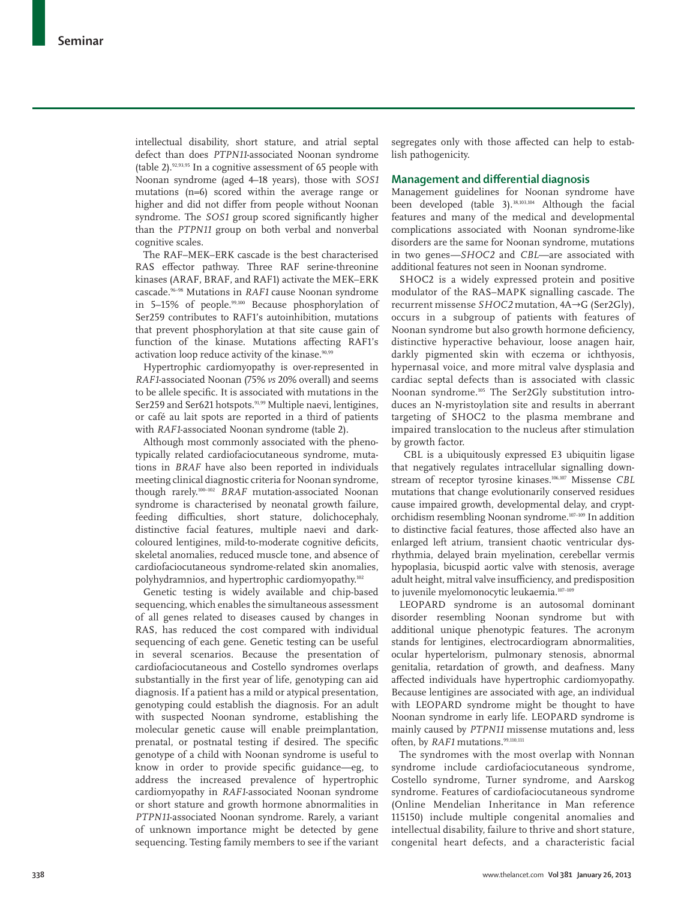intellectual disability, short stature, and atrial septal defect than does *PTPN11*-associated Noonan syndrome (table 2).[92,93,95] In a cognitive assessment of 65 people with Noonan syndrome (aged 4–18 years), those with *SOS1* mutations (n=6) scored within the average range or higher and did not differ from people without Noonan syndrome. The *SOS1* group scored significantly higher than the *PTPN11* group on both verbal and nonverbal cognitive scales.

The RAF–MEK–ERK cascade is the best characterised RAS effector pathway. Three RAF serine-threonine kinases (ARAF, BRAF, and RAF1) activate the MEK–ERK cascade.[96–98] Mutations in *RAF1* cause Noonan syndrome in 5–15% of people.[99,100] Because phosphorylation of Ser259 contributes to RAF1's autoinhibition, mutations that prevent phosphorylation at that site cause gain of function of the kinase. Mutations affecting RAF1's activation loop reduce activity of the kinase.[90,99]

Hypertrophic cardiomyopathy is over-represented in *RAF1*-associated Noonan (75% *vs* 20% overall) and seems to be allele specific. It is associated with mutations in the Ser259 and Ser621 hotspots.[91,99] Multiple naevi, lentigines, or café au lait spots are reported in a third of patients with *RAF1*-associated Noonan syndrome (table 2).

Although most commonly associated with the phenotypically related cardiofaciocutaneous syndrome, mutations in *BRAF* have also been reported in individuals meeting clinical diagnostic criteria for Noonan syndrome, though rarely.[100–102] *BRAF* mutation-associated Noonan syndrome is characterised by neonatal growth failure, feeding difficulties, short stature, dolichocephaly, distinctive facial features, multiple naevi and dark-coloured lentigines, mild-to-moderate cognitive deficits, skeletal anomalies, reduced muscle tone, and absence of cardiofaciocutaneous syndrome-related skin anomalies, polyhydramnios, and hypertrophic cardiomyopathy.[102]

Genetic testing is widely available and chip-based sequencing, which enables the simultaneous assessment of all genes related to diseases caused by changes in RAS, has reduced the cost compared with individual sequencing of each gene. Genetic testing can be useful in several scenarios. Because the presentation of cardiofaciocutaneous and Costello syndromes overlaps substantially in the first year of life, genotyping can aid diagnosis. If a patient has a mild or atypical presentation, genotyping could establish the diagnosis. For an adult with suspected Noonan syndrome, establishing the molecular genetic cause will enable preimplantation, prenatal, or postnatal testing if desired. The specific genotype of a child with Noonan syndrome is useful to know in order to provide specific guidance—eg, to address the increased prevalence of hypertrophic cardiomyopathy in *RAF1*-associated Noonan syndrome or short stature and growth hormone abnormalities in *PTPN11*-associated Noonan syndrome. Rarely, a variant of unknown importance might be detected by gene sequencing. Testing family members to see if the variant segregates only with those affected can help to establish pathogenicity.

## Management and differential diagnosis

Management guidelines for Noonan syndrome have been developed (table 3).[38,103,104] Although the facial features and many of the medical and developmental complications associated with Noonan syndrome-like disorders are the same for Noonan syndrome, mutations in two genes—*SHOC2* and *CBL*—are associated with additional features not seen in Noonan syndrome.

SHOC2 is a widely expressed protein and positive modulator of the RAS–MAPK signalling cascade. The recurrent missense *SHOC2* mutation, 4A→G (Ser2Gly), occurs in a subgroup of patients with features of Noonan syndrome but also growth hormone deficiency, distinctive hyperactive behaviour, loose anagen hair, darkly pigmented skin with eczema or ichthyosis, hypernasal voice, and more mitral valve dysplasia and cardiac septal defects than is associated with classic Noonan syndrome.[105] The Ser2Gly substitution introduces an N-myristoylation site and results in aberrant targeting of SHOC2 to the plasma membrane and impaired translocation to the nucleus after stimulation by growth factor.

CBL is a ubiquitously expressed E3 ubiquitin ligase that negatively regulates intracellular signalling downstream of receptor tyrosine kinases.[106,107] Missense *CBL* mutations that change evolutionarily conserved residues cause impaired growth, developmental delay, and cryptorchidism resembling Noonan syndrome.[107–109] In addition to distinctive facial features, those affected also have an enlarged left atrium, transient chaotic ventricular dysrhythmia, delayed brain myelination, cerebellar vermis hypoplasia, bicuspid aortic valve with stenosis, average adult height, mitral valve insufficiency, and predisposition to juvenile myelomonocytic leukaemia.[107–109]

LEOPARD syndrome is an autosomal dominant disorder resembling Noonan syndrome but with additional unique phenotypic features. The acronym stands for lentigines, electrocardiogram abnormalities, ocular hypertelorism, pulmonary stenosis, abnormal genitalia, retardation of growth, and deafness. Many affected individuals have hypertrophic cardiomyopathy. Because lentigines are associated with age, an individual with LEOPARD syndrome might be thought to have Noonan syndrome in early life. LEOPARD syndrome is mainly caused by *PTPN11* missense mutations and, less often, by *RAF1* mutations.[99,110,111]

The syndromes with the most overlap with Nonnan syndrome include cardiofaciocutaneous syndrome, Costello syndrome, Turner syndrome, and Aarskog syndrome. Features of cardiofaciocutaneous syndrome (Online Mendelian Inheritance in Man reference 115150) include multiple congenital anomalies and intellectual disability, failure to thrive and short stature, congenital heart defects, and a characteristic facial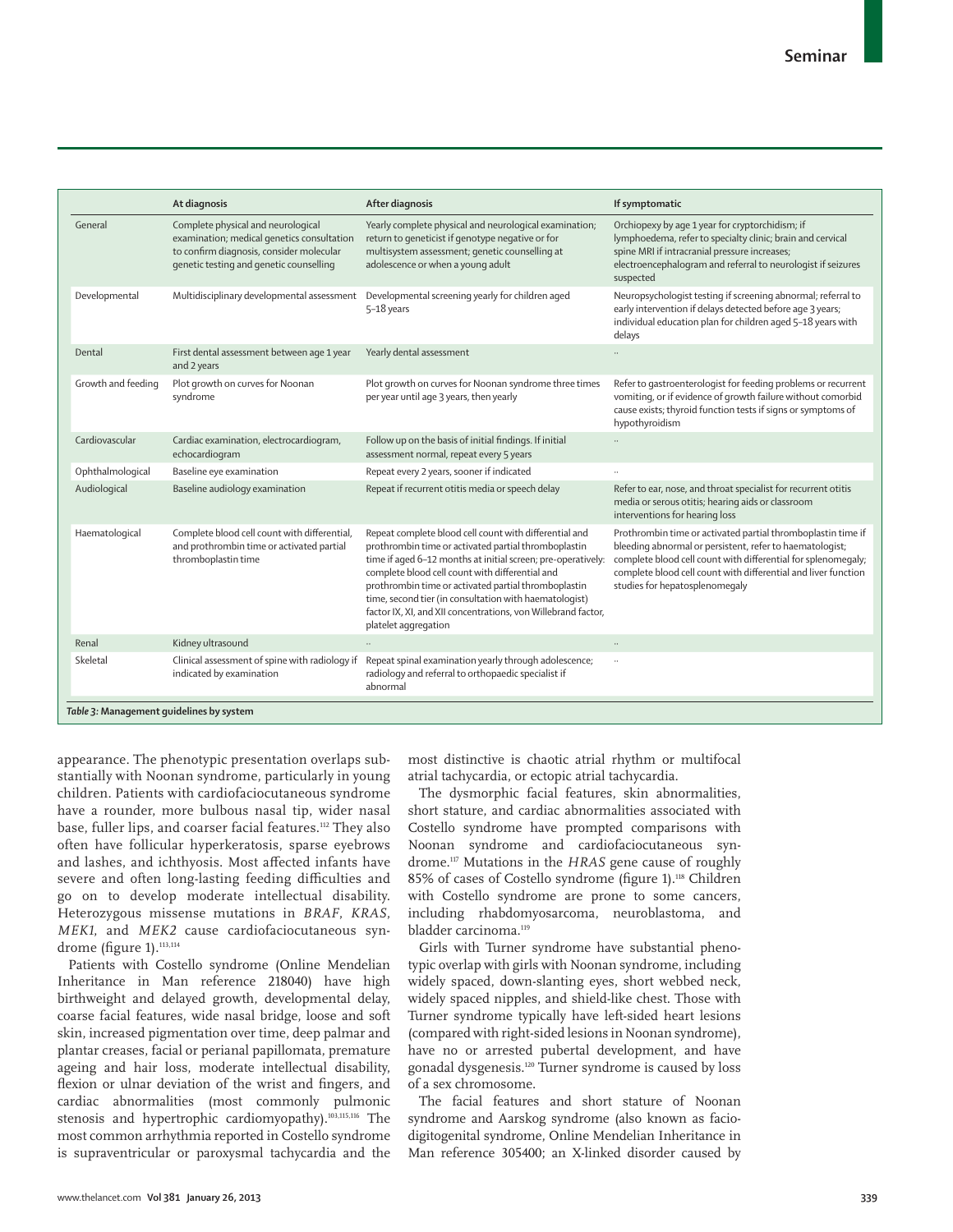|  | At diagnosis | After diagnosis | If symptomatic |
|---|---|---|---|
| General | Complete physical and neurological examination; medical genetics consultation to confirm diagnosis, consider molecular genetic testing and genetic counselling | Yearly complete physical and neurological examination; return to geneticist if genotype negative or for multisystem assessment; genetic counselling at adolescence or when a young adult | Orchiopexy by age 1 year for cryptorchidism; if lymphoedema, refer to specialty clinic; brain and cervical spine MRI if intracranial pressure increases; electroencephalogram and referral to neurologist if seizures suspected |
| Developmental | Multidisciplinary developmental assessment | Developmental screening yearly for children aged 5–18 years | Neuropsychologist testing if screening abnormal; referral to early intervention if delays detected before age 3 years; individual education plan for children aged 5–18 years with delays |
| Dental | First dental assessment between age 1 year and 2 years | Yearly dental assessment | .. |
| Growth and feeding | Plot growth on curves for Noonan syndrome | Plot growth on curves for Noonan syndrome three times per year until age 3 years, then yearly | Refer to gastroenterologist for feeding problems or recurrent vomiting, or if evidence of growth failure without comorbid cause exists; thyroid function tests if signs or symptoms of hypothyroidism |
| Cardiovascular | Cardiac examination, electrocardiogram, echocardiogram | Follow up on the basis of initial findings. If initial assessment normal, repeat every 5 years | .. |
| Ophthalmological | Baseline eye examination | Repeat every 2 years, sooner if indicated | .. |
| Audiological | Baseline audiology examination | Repeat if recurrent otitis media or speech delay | Refer to ear, nose, and throat specialist for recurrent otitis media or serous otitis; hearing aids or classroom interventions for hearing loss |
| Haematological | Complete blood cell count with differential, and prothrombin time or activated partial thromboplastin time | Repeat complete blood cell count with differential and prothrombin time or activated partial thromboplastin time if aged 6–12 months at initial screen; pre-operatively: complete blood cell count with differential and prothrombin time or activated partial thromboplastin time, second tier (in consultation with haematologist) factor IX, XI, and XII concentrations, von Willebrand factor, platelet aggregation | Prothrombin time or activated partial thromboplastin time if bleeding abnormal or persistent, refer to haematologist; complete blood cell count with differential for splenomegaly; complete blood cell count with differential and liver function studies for hepatosplenomegaly |
| Renal | Kidney ultrasound | .. | .. |
| Skeletal | Clinical assessment of spine with radiology if indicated by examination | Repeat spinal examination yearly through adolescence; radiology and referral to orthopaedic specialist if abnormal | .. |

*Table 3:* **Management guidelines by system**

appearance. The phenotypic presentation overlaps substantially with Noonan syndrome, particularly in young children. Patients with cardiofaciocutaneous syndrome have a rounder, more bulbous nasal tip, wider nasal base, fuller lips, and coarser facial features.[112] They also often have follicular hyperkeratosis, sparse eyebrows and lashes, and ichthyosis. Most affected infants have severe and often long-lasting feeding difficulties and go on to develop moderate intellectual disability. Heterozygous missense mutations in *BRAF*, *KRAS*, *MEK1*, and *MEK2* cause cardiofaciocutaneous syndrome (figure 1).[113,114]

Patients with Costello syndrome (Online Mendelian Inheritance in Man reference 218040) have high birthweight and delayed growth, developmental delay, coarse facial features, wide nasal bridge, loose and soft skin, increased pigmentation over time, deep palmar and plantar creases, facial or perianal papillomata, premature ageing and hair loss, moderate intellectual disability, flexion or ulnar deviation of the wrist and fingers, and cardiac abnormalities (most commonly pulmonic stenosis and hypertrophic cardiomyopathy).[103,115,116] The most common arrhythmia reported in Costello syndrome is supraventricular or paroxysmal tachycardia and the most distinctive is chaotic atrial rhythm or multifocal atrial tachycardia, or ectopic atrial tachycardia.

The dysmorphic facial features, skin abnormalities, short stature, and cardiac abnormalities associated with Costello syndrome have prompted comparisons with Noonan syndrome and cardiofaciocutaneous syndrome.[117] Mutations in the *HRAS* gene cause of roughly 85% of cases of Costello syndrome (figure 1).[118] Children with Costello syndrome are prone to some cancers, including rhabdomyosarcoma, neuroblastoma, and bladder carcinoma.[119]

Girls with Turner syndrome have substantial phenotypic overlap with girls with Noonan syndrome, including widely spaced, down-slanting eyes, short webbed neck, widely spaced nipples, and shield-like chest. Those with Turner syndrome typically have left-sided heart lesions (compared with right-sided lesions in Noonan syndrome), have no or arrested pubertal development, and have gonadal dysgenesis.[120] Turner syndrome is caused by loss of a sex chromosome.

The facial features and short stature of Noonan syndrome and Aarskog syndrome (also known as faciodigitogenital syndrome, Online Mendelian Inheritance in Man reference 305400; an X-linked disorder caused by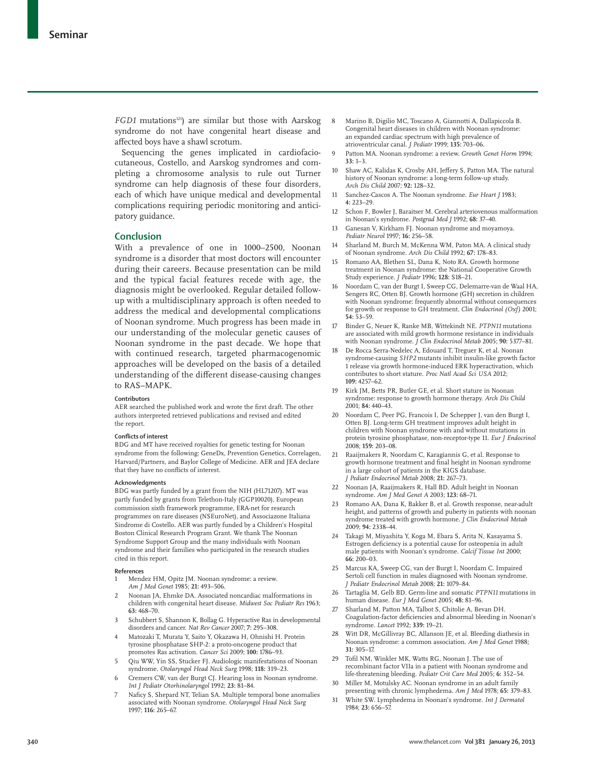*FGD1* mutations[121]) are similar but those with Aarskog syndrome do not have congenital heart disease and affected boys have a shawl scrotum.

Sequencing the genes implicated in cardiofaciocutaneous, Costello, and Aarskog syndromes and completing a chromosome analysis to rule out Turner syndrome can help diagnosis of these four disorders, each of which have unique medical and developmental complications requiring periodic monitoring and anticipatory guidance.

## Conclusion

With a prevalence of one in 1000–2500, Noonan syndrome is a disorder that most doctors will encounter during their careers. Because presentation can be mild and the typical facial features recede with age, the diagnosis might be overlooked. Regular detailed follow-up with a multidisciplinary approach is often needed to address the medical and developmental complications of Noonan syndrome. Much progress has been made in our understanding of the molecular genetic causes of Noonan syndrome in the past decade. We hope that with continued research, targeted pharmacogenomic approaches will be developed on the basis of a detailed understanding of the different disease-causing changes to RAS–MAPK.

#### Contributors

AER searched the published work and wrote the first draft. The other authors interpreted retrieved publications and revised and edited the report.

#### Conflicts of interest

BDG and MT have received royalties for genetic testing for Noonan syndrome from the following: GeneDx, Prevention Genetics, Correlagen, Harvard/Partners, and Baylor College of Medicine. AER and JEA declare that they have no conflicts of interest.

#### Acknowledgments

BDG was partly funded by a grant from the NIH (HL71207). MT was partly funded by grants from Telethon-Italy (GGP10020), European commission sixth framework programme, ERA-net for research programmes on rare diseases (NSEuroNet), and Associazone Italiana Sindrome di Costello. AER was partly funded by a Children's Hospital Boston Clinical Research Program Grant. We thank The Noonan Syndrome Support Group and the many individuals with Noonan syndrome and their families who participated in the research studies cited in this report.

#### References

1. Mendez HM, Opitz JM. Noonan syndrome: a review. *Am J Med Genet* 1985; **21:** 493–506.
2. Noonan JA, Ehmke DA. Associated noncardiac malformations in children with congenital heart disease. *Midwest Soc Pediatr Res* 1963; **63:** 468–70.
3. Schubbert S, Shannon K, Bollag G. Hyperactive Ras in developmental disorders and cancer. *Nat Rev Cancer* 2007; **7:** 295–308.
4. Matozaki T, Murata Y, Saito Y, Okazawa H, Ohnishi H. Protein tyrosine phosphatase SHP-2: a proto-oncogene product that promotes Ras activation. *Cancer Sci* 2009; **100:** 1786–93.
5. Qiu WW, Yin SS, Stucker FJ. Audiologic manifestations of Noonan syndrome. *Otolaryngol Head Neck Surg* 1998; **118:** 319–23.
6. Cremers CW, van der Burgt CJ. Hearing loss in Noonan syndrome. *Int J Pediatr Otorhinolaryngol* 1992; **23:** 81–84.
7. Naficy S, Shepard NT, Telian SA. Multiple temporal bone anomalies associated with Noonan syndrome. *Otolaryngol Head Neck Surg* 1997; **116:** 265–67.
8. Marino B, Digilio MC, Toscano A, Giannotti A, Dallapiccola B. Congenital heart diseases in children with Noonan syndrome: an expanded cardiac spectrum with high prevalence of atrioventricular canal. *J Pediatr* 1999; **135:** 703–06.
9. Patton MA. Noonan syndrome: a review. *Growth Genet Horm* 1994; **33:** 1–3.
10. Shaw AC, Kalidas K, Crosby AH, Jeffery S, Patton MA. The natural history of Noonan syndrome: a long-term follow-up study. *Arch Dis Child* 2007; **92:** 128–32.
11. Sanchez-Cascos A. The Noonan syndrome. *Eur Heart J* 1983; **4:** 223–29.
12. Schon F, Bowler J, Baraitser M. Cerebral arteriovenous malformation in Noonan's syndrome. *Postgrad Med J* 1992; **68:** 37–40.
13. Ganesan V, Kirkham FJ. Noonan syndrome and moyamoya. *Pediatr Neurol* 1997; **16:** 256–58.
14. Sharland M, Burch M, McKenna WM, Paton MA. A clinical study of Noonan syndrome. *Arch Dis Child* 1992; **67:** 178–83.
15. Romano AA, Blethen SL, Dana K, Noto RA. Growth hormone treatment in Noonan syndrome: the National Cooperative Growth Study experience. *J Pediatr* 1996; **128:** S18–21.
16. Noordam C, van der Burgt I, Sweep CG, Delemarre-van de Waal HA, Sengers RC, Otten BJ. Growth hormone (GH) secretion in children with Noonan syndrome: frequently abnormal without consequences for growth or response to GH treatment. *Clin Endocrinol (Oxf)* 2001; **54:** 53–59.
17. Binder G, Neuer K, Ranke MB, Wittekindt NE. *PTPN11* mutations are associated with mild growth hormone resistance in individuals with Noonan syndrome. *J Clin Endocrinol Metab* 2005; **90:** 5377–81.
18. De Rocca Serra-Nedelec A, Edouard T, Treguer K, et al. Noonan syndrome-causing *SHP2* mutants inhibit insulin-like growth factor 1 release via growth hormone-induced ERK hyperactivation, which contributes to short stature. *Proc Natl Acad Sci USA* 2012; **109:** 4257–62.
19. Kirk JM, Betts PR, Butler GE, et al. Short stature in Noonan syndrome: response to growth hormone therapy. *Arch Dis Child* 2001; **84:** 440–43.
20. Noordam C, Peer PG, Francois I, De Schepper J, van den Burgt I, Otten BJ. Long-term GH treatment improves adult height in children with Noonan syndrome with and without mutations in protein tyrosine phosphatase, non-receptor-type 11. *Eur J Endocrinol* 2008; **159:** 203–08.
21. Raaijmakers R, Noordam C, Karagiannis G, et al. Response to growth hormone treatment and final height in Noonan syndrome in a large cohort of patients in the KIGS database. *J Pediatr Endocrinol Metab* 2008; **21:** 267–73.
22. Noonan JA, Raaijmakers R, Hall BD. Adult height in Noonan syndrome. *Am J Med Genet A* 2003; **123:** 68–71.
23. Romano AA, Dana K, Bakker B, et al. Growth response, near-adult height, and patterns of growth and puberty in patients with noonan syndrome treated with growth hormone. *J Clin Endocrinol Metab* 2009; **94:** 2338–44.
24. Takagi M, Miyashita Y, Koga M, Ebara S, Arita N, Kasayama S. Estrogen deficiency is a potential cause for osteopenia in adult male patients with Noonan's syndrome. *Calcif Tissue Int* 2000; **66:** 200–03.
25. Marcus KA, Sweep CG, van der Burgt I, Noordam C. Impaired Sertoli cell function in males diagnosed with Noonan syndrome. *J Pediatr Endocrinol Metab* 2008; **21:** 1079–84.
26. Tartaglia M, Gelb BD. Germ-line and somatic *PTPN11* mutations in human disease. *Eur J Med Genet* 2005; **48:** 81–96.
27. Sharland M, Patton MA, Talbot S, Chitolie A, Bevan DH. Coagulation-factor deficiencies and abnormal bleeding in Noonan's syndrome. *Lancet* 1992; **339:** 19–21.
28. Witt DR, McGillivray BC, Allanson JE, et al. Bleeding diathesis in Noonan syndrome: a common association. *Am J Med Genet* 1988; **31:** 305–17.
29. Tofil NM, Winkler MK, Watts RG, Noonan J. The use of recombinant factor VIIa in a patient with Noonan syndrome and life-threatening bleeding. *Pediatr Crit Care Med* 2005; **6:** 352–54.
30. Miller M, Motulsky AC. Noonan syndrome in an adult family presenting with chronic lymphedema. *Am J Med* 1978; **65:** 379–83.
31. White SW. Lymphedema in Noonan's syndrome. *Int J Dermatol* 1984; **23:** 656–57.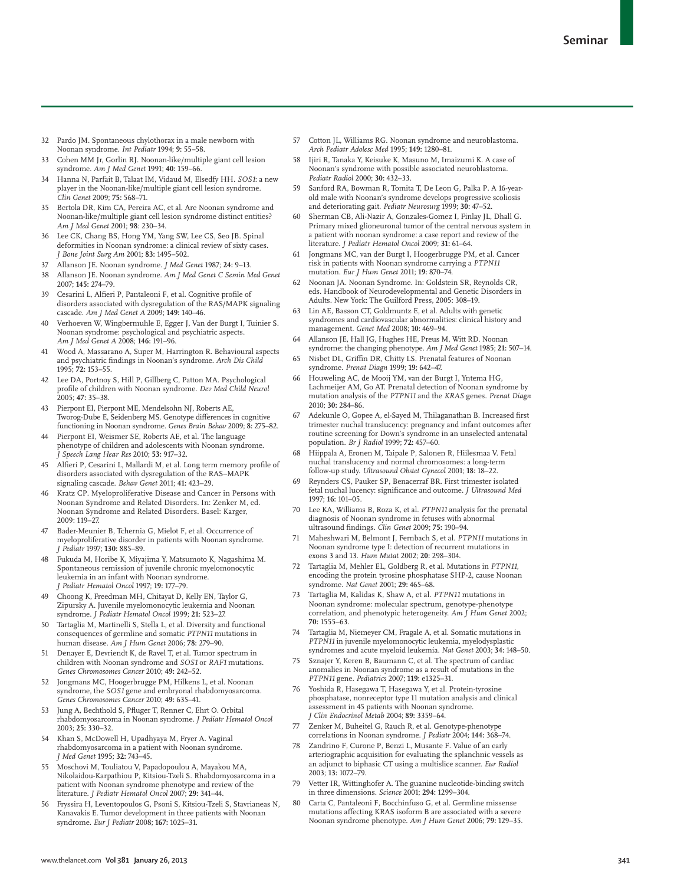32 Pardo JM. Spontaneous chylothorax in a male newborn with Noonan syndrome. *Int Pediatr* 1994; **9:** 55–58.

33 Cohen MM Jr, Gorlin RJ. Noonan-like/multiple giant cell lesion syndrome. *Am J Med Genet* 1991; **40:** 159–66.

34 Hanna N, Parfait B, Talaat IM, Vidaud M, Elsedfy HH. *SOS1*: a new player in the Noonan-like/multiple giant cell lesion syndrome. *Clin Genet* 2009; **75:** 568–71.

35 Bertola DR, Kim CA, Pereira AC, et al. Are Noonan syndrome and Noonan-like/multiple giant cell lesion syndrome distinct entities? *Am J Med Genet* 2001; **98**: 230–34.

36 Lee CK, Chang BS, Hong YM, Yang SW, Lee CS, Seo JB. Spinal deformities in Noonan syndrome: a clinical review of sixty cases. *J Bone Joint Surg Am* 2001; **83:** 1495–502.

37 Allanson JE. Noonan syndrome. *J Med Genet* 1987; **24:** 9–13.

38 Allanson JE. Noonan syndrome. *Am J Med Genet C Semin Med Genet* 2007; **145:** 274–79.

39 Cesarini L, Alfieri P, Pantaleoni F, et al. Cognitive profile of disorders associated with dysregulation of the RAS/MAPK signaling cascade. *Am J Med Genet A* 2009; **149:** 140–46.

40 Verhoeven W, Wingbermuhle E, Egger J, Van der Burgt I, Tuinier S. Noonan syndrome: psychological and psychiatric aspects. *Am J Med Genet A* 2008; **146:** 191–96.

41 Wood A, Massarano A, Super M, Harrington R. Behavioural aspects and psychiatric findings in Noonan's syndrome. *Arch Dis Child* 1995; **72:** 153–55.

42 Lee DA, Portnoy S, Hill P, Gillberg C, Patton MA. Psychological profile of children with Noonan syndrome. *Dev Med Child Neurol* 2005; **47:** 35–38.

43 Pierpont EI, Pierpont ME, Mendelsohn NJ, Roberts AE, Tworog-Dube E, Seidenberg MS. Genotype differences in cognitive functioning in Noonan syndrome. *Genes Brain Behav* 2009; **8:** 275–82.

44 Pierpont EI, Weismer SE, Roberts AE, et al. The language phenotype of children and adolescents with Noonan syndrome. *J Speech Lang Hear Res* 2010; **53:** 917–32.

45 Alfieri P, Cesarini L, Mallardi M, et al. Long term memory profile of disorders associated with dysregulation of the RAS–MAPK signaling cascade. *Behav Genet* 2011; **41:** 423–29.

46 Kratz CP. Myeloproliferative Disease and Cancer in Persons with Noonan Syndrome and Related Disorders. In: Zenker M, ed. Noonan Syndrome and Related Disorders. Basel: Karger, 2009: 119–27.

47 Bader-Meunier B, Tchernia G, Mielot F, et al. Occurrence of myeloproliferative disorder in patients with Noonan syndrome. *J Pediatr* 1997; **130:** 885–89.

48 Fukuda M, Horibe K, Miyajima Y, Matsumoto K, Nagashima M. Spontaneous remission of juvenile chronic myelomonocytic leukemia in an infant with Noonan syndrome. *J Pediatr Hematol Oncol* 1997; **19:** 177–79.

49 Choong K, Freedman MH, Chitayat D, Kelly EN, Taylor G, Zipursky A. Juvenile myelomonocytic leukemia and Noonan syndrome. *J Pediatr Hematol Oncol* 1999; **21:** 523–27.

50 Tartaglia M, Martinelli S, Stella L, et al. Diversity and functional consequences of germline and somatic *PTPN11* mutations in human disease. *Am J Hum Genet* 2006; **78:** 279–90.

51 Denayer E, Devriendt K, de Ravel T, et al. Tumor spectrum in children with Noonan syndrome and *SOS1* or *RAF1* mutations. *Genes Chromosomes Cancer* 2010; **49:** 242–52.

52 Jongmans MC, Hoogerbrugge PM, Hilkens L, et al. Noonan syndrome, the *SOS1* gene and embryonal rhabdomyosarcoma. *Genes Chromosomes Cancer* 2010; **49:** 635–41.

53 Jung A, Bechthold S, Pfluger T, Renner C, Ehrt O. Orbital rhabdomyosarcoma in Noonan syndrome. *J Pediatr Hematol Oncol* 2003; **25:** 330–32.

54 Khan S, McDowell H, Upadhyaya M, Fryer A. Vaginal rhabdomyosarcoma in a patient with Noonan syndrome. *J Med Genet* 1995; **32:** 743–45.

55 Moschovi M, Touliatou V, Papadopoulou A, Mayakou MA, Nikolaidou-Karpathiou P, Kitsiou-Tzeli S. Rhabdomyosarcoma in a patient with Noonan syndrome phenotype and review of the literature. *J Pediatr Hematol Oncol* 2007; **29:** 341–44.

56 Fryssira H, Leventopoulos G, Psoni S, Kitsiou-Tzeli S, Stavrianeas N, Kanavakis E. Tumor development in three patients with Noonan syndrome. *Eur J Pediatr* 2008; **167:** 1025–31.

57 Cotton JL, Williams RG. Noonan syndrome and neuroblastoma. *Arch Pediatr Adolesc Med* 1995; **149:** 1280–81.

58 Ijiri R, Tanaka Y, Keisuke K, Masuno M, Imaizumi K. A case of Noonan's syndrome with possible associated neuroblastoma. *Pediatr Radiol* 2000; **30:** 432–33.

59 Sanford RA, Bowman R, Tomita T, De Leon G, Palka P. A 16-year-old male with Noonan's syndrome develops progressive scoliosis and deteriorating gait. *Pediatr Neurosurg* 1999; **30:** 47–52.

60 Sherman CB, Ali-Nazir A, Gonzales-Gomez I, Finlay JL, Dhall G. Primary mixed glioneuronal tumor of the central nervous system in a patient with noonan syndrome: a case report and review of the literature. *J Pediatr Hematol Oncol* 2009; **31:** 61–64.

61 Jongmans MC, van der Burgt I, Hoogerbrugge PM, et al. Cancer risk in patients with Noonan syndrome carrying a *PTPN11* mutation. *Eur J Hum Genet* 2011; **19:** 870–74.

62 Noonan JA. Noonan Syndrome. In: Goldstein SR, Reynolds CR, eds. Handbook of Neurodevelopmental and Genetic Disorders in Adults. New York: The Guilford Press, 2005: 308–19.

63 Lin AE, Basson CT, Goldmuntz E, et al. Adults with genetic syndromes and cardiovascular abnormalities: clinical history and management. *Genet Med* 2008; **10:** 469–94.

64 Allanson JE, Hall JG, Hughes HE, Preus M, Witt RD. Noonan syndrome: the changing phenotype. *Am J Med Genet* 1985; **21:** 507–14.

65 Nisbet DL, Griffin DR, Chitty LS. Prenatal features of Noonan syndrome. *Prenat Diagn* 1999; **19:** 642–47.

66 Houweling AC, de Mooij YM, van der Burgt I, Yntema HG, Lachmeijer AM, Go AT. Prenatal detection of Noonan syndrome by mutation analysis of the *PTPN11* and the *KRAS* genes. *Prenat Diagn* 2010; **30:** 284–86.

67 Adekunle O, Gopee A, el-Sayed M, Thilaganathan B. Increased first trimester nuchal translucency: pregnancy and infant outcomes after routine screening for Down's syndrome in an unselected antenatal population. *Br J Radiol* 1999; **72:** 457–60.

68 Hiippala A, Eronen M, Taipale P, Salonen R, Hiilesmaa V. Fetal nuchal translucency and normal chromosomes: a long-term follow-up study. *Ultrasound Obstet Gynecol* 2001; **18:** 18–22.

69 Reynders CS, Pauker SP, Benacerraf BR. First trimester isolated fetal nuchal lucency: significance and outcome. *J Ultrasound Med* 1997; **16:** 101–05.

70 Lee KA, Williams B, Roza K, et al. *PTPN11* analysis for the prenatal diagnosis of Noonan syndrome in fetuses with abnormal ultrasound findings. *Clin Genet* 2009; **75:** 190–94.

71 Maheshwari M, Belmont J, Fernbach S, et al. *PTPN11* mutations in Noonan syndrome type I: detection of recurrent mutations in exons 3 and 13. *Hum Mutat* 2002; **20:** 298–304.

72 Tartaglia M, Mehler EL, Goldberg R, et al. Mutations in *PTPN11*, encoding the protein tyrosine phosphatase SHP-2, cause Noonan syndrome. *Nat Genet* 2001; **29:** 465–68.

73 Tartaglia M, Kalidas K, Shaw A, et al. *PTPN11* mutations in Noonan syndrome: molecular spectrum, genotype-phenotype correlation, and phenotypic heterogeneity. *Am J Hum Genet* 2002; **70:** 1555–63.

74 Tartaglia M, Niemeyer CM, Fragale A, et al. Somatic mutations in *PTPN11* in juvenile myelomonocytic leukemia, myelodysplastic syndromes and acute myeloid leukemia. *Nat Genet* 2003; **34:** 148–50.

75 Sznajer Y, Keren B, Baumann C, et al. The spectrum of cardiac anomalies in Noonan syndrome as a result of mutations in the *PTPN11* gene. *Pediatrics* 2007; **119:** e1325–31.

76 Yoshida R, Hasegawa T, Hasegawa Y, et al. Protein-tyrosine phosphatase, nonreceptor type 11 mutation analysis and clinical assessment in 45 patients with Noonan syndrome. *J Clin Endocrinol Metab* 2004; **89:** 3359–64.

77 Zenker M, Buheitel G, Rauch R, et al. Genotype-phenotype correlations in Noonan syndrome. *J Pediatr* 2004; **144:** 368–74.

78 Zandrino F, Curone P, Benzi L, Musante F. Value of an early arteriographic acquisition for evaluating the splanchnic vessels as an adjunct to biphasic CT using a multislice scanner. *Eur Radiol* 2003; **13:** 1072–79.

79 Vetter IR, Wittinghofer A. The guanine nucleotide-binding switch in three dimensions. *Science* 2001; **294:** 1299–304.

80 Carta C, Pantaleoni F, Bocchinfuso G, et al. Germline missense mutations affecting KRAS isoform B are associated with a severe Noonan syndrome phenotype. *Am J Hum Genet* 2006; **79:** 129–35.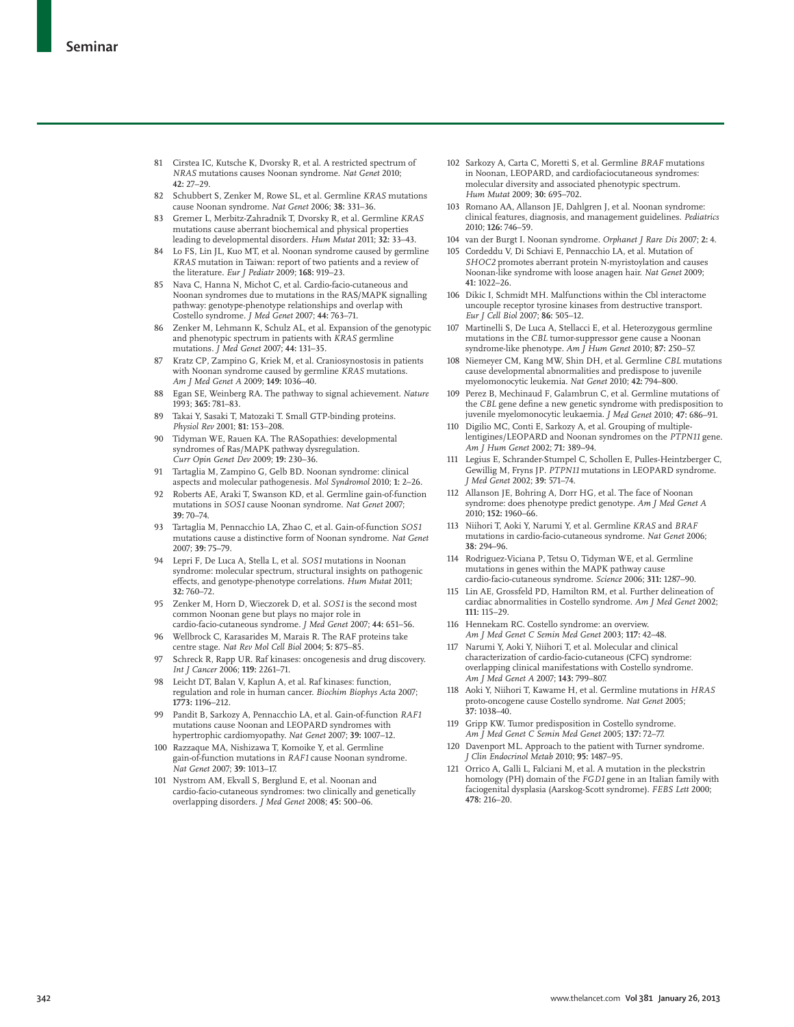81 Cirstea IC, Kutsche K, Dvorsky R, et al. A restricted spectrum of *NRAS* mutations causes Noonan syndrome. *Nat Genet* 2010; **42:** 27–29.

82 Schubbert S, Zenker M, Rowe SL, et al. Germline *KRAS* mutations cause Noonan syndrome. *Nat Genet* 2006; **38:** 331–36.

83 Gremer L, Merbitz-Zahradnik T, Dvorsky R, et al. Germline *KRAS* mutations cause aberrant biochemical and physical properties leading to developmental disorders. *Hum Mutat* 2011; **32:** 33–43.

84 Lo FS, Lin JL, Kuo MT, et al. Noonan syndrome caused by germline *KRAS* mutation in Taiwan: report of two patients and a review of the literature. *Eur J Pediatr* 2009; **168:** 919–23.

85 Nava C, Hanna N, Michot C, et al. Cardio-facio-cutaneous and Noonan syndromes due to mutations in the RAS/MAPK signalling pathway: genotype-phenotype relationships and overlap with Costello syndrome. *J Med Genet* 2007; **44:** 763–71.

86 Zenker M, Lehmann K, Schulz AL, et al. Expansion of the genotypic and phenotypic spectrum in patients with *KRAS* germline mutations. *J Med Genet* 2007; **44:** 131–35.

87 Kratz CP, Zampino G, Kriek M, et al. Craniosynostosis in patients with Noonan syndrome caused by germline *KRAS* mutations. *Am J Med Genet A* 2009; **149:** 1036–40.

88 Egan SE, Weinberg RA. The pathway to signal achievement. *Nature* 1993; **365:** 781–83.

89 Takai Y, Sasaki T, Matozaki T. Small GTP-binding proteins. *Physiol Rev* 2001; **81:** 153–208.

90 Tidyman WE, Rauen KA. The RASopathies: developmental syndromes of Ras/MAPK pathway dysregulation. *Curr Opin Genet Dev* 2009; **19:** 230–36.

91 Tartaglia M, Zampino G, Gelb BD. Noonan syndrome: clinical aspects and molecular pathogenesis. *Mol Syndromol* 2010; **1:** 2–26.

92 Roberts AE, Araki T, Swanson KD, et al. Germline gain-of-function mutations in *SOS1* cause Noonan syndrome. *Nat Genet* 2007; **39:** 70–74.

93 Tartaglia M, Pennacchio LA, Zhao C, et al. Gain-of-function *SOS1* mutations cause a distinctive form of Noonan syndrome. *Nat Genet* 2007; **39:** 75–79.

94 Lepri F, De Luca A, Stella L, et al. *SOS1* mutations in Noonan syndrome: molecular spectrum, structural insights on pathogenic effects, and genotype-phenotype correlations. *Hum Mutat* 2011; **32:** 760–72.

95 Zenker M, Horn D, Wieczorek D, et al. *SOS1* is the second most common Noonan gene but plays no major role in cardio-facio-cutaneous syndrome. *J Med Genet* 2007; **44:** 651–56.

96 Wellbrock C, Karasarides M, Marais R. The RAF proteins take centre stage. *Nat Rev Mol Cell Biol* 2004; **5:** 875–85.

97 Schreck R, Rapp UR. Raf kinases: oncogenesis and drug discovery. *Int J Cancer* 2006; **119:** 2261–71.

98 Leicht DT, Balan V, Kaplun A, et al. Raf kinases: function, regulation and role in human cancer. *Biochim Biophys Acta* 2007; **1773:** 1196–212.

99 Pandit B, Sarkozy A, Pennacchio LA, et al. Gain-of-function *RAF1* mutations cause Noonan and LEOPARD syndromes with hypertrophic cardiomyopathy. *Nat Genet* 2007; **39:** 1007–12.

100 Razzaque MA, Nishizawa T, Komoike Y, et al. Germline gain-of-function mutations in *RAF1* cause Noonan syndrome. *Nat Genet* 2007; **39:** 1013–17.

101 Nystrom AM, Ekvall S, Berglund E, et al. Noonan and cardio-facio-cutaneous syndromes: two clinically and genetically overlapping disorders. *J Med Genet* 2008; **45:** 500–06.

102 Sarkozy A, Carta C, Moretti S, et al. Germline *BRAF* mutations in Noonan, LEOPARD, and cardiofaciocutaneous syndromes: molecular diversity and associated phenotypic spectrum. *Hum Mutat* 2009; **30:** 695–702.

103 Romano AA, Allanson JE, Dahlgren J, et al. Noonan syndrome: clinical features, diagnosis, and management guidelines. *Pediatrics* 2010; **126:** 746–59.

104 van der Burgt I. Noonan syndrome. *Orphanet J Rare Dis* 2007; **2:** 4.

105 Cordeddu V, Di Schiavi E, Pennacchio LA, et al. Mutation of *SHOC2* promotes aberrant protein N-myristoylation and causes Noonan-like syndrome with loose anagen hair. *Nat Genet* 2009; **41:** 1022–26.

106 Dikic I, Schmidt MH. Malfunctions within the Cbl interactome uncouple receptor tyrosine kinases from destructive transport. *Eur J Cell Biol* 2007; **86:** 505–12.

107 Martinelli S, De Luca A, Stellacci E, et al. Heterozygous germline mutations in the *CBL* tumor-suppressor gene cause a Noonan syndrome-like phenotype. *Am J Hum Genet* 2010; **87:** 250–57.

108 Niemeyer CM, Kang MW, Shin DH, et al. Germline *CBL* mutations cause developmental abnormalities and predispose to juvenile myelomonocytic leukemia. *Nat Genet* 2010; **42:** 794–800.

109 Perez B, Mechinaud F, Galambrun C, et al. Germline mutations of the *CBL* gene define a new genetic syndrome with predisposition to juvenile myelomonocytic leukaemia. *J Med Genet* 2010; **47:** 686–91.

110 Digilio MC, Conti E, Sarkozy A, et al. Grouping of multiple-lentigines/LEOPARD and Noonan syndromes on the *PTPN11* gene. *Am J Hum Genet* 2002; **71:** 389–94.

111 Legius E, Schrander-Stumpel C, Schollen E, Pulles-Heintzberger C, Gewillig M, Fryns JP. *PTPN11* mutations in LEOPARD syndrome. *J Med Genet* 2002; **39:** 571–74.

112 Allanson JE, Bohring A, Dorr HG, et al. The face of Noonan syndrome: does phenotype predict genotype. *Am J Med Genet A* 2010; **152:** 1960–66.

113 Niihori T, Aoki Y, Narumi Y, et al. Germline *KRAS* and *BRAF* mutations in cardio-facio-cutaneous syndrome. *Nat Genet* 2006; **38:** 294–96.

114 Rodriguez-Viciana P, Tetsu O, Tidyman WE, et al. Germline mutations in genes within the MAPK pathway cause cardio-facio-cutaneous syndrome. *Science* 2006; **311:** 1287–90.

115 Lin AE, Grossfeld PD, Hamilton RM, et al. Further delineation of cardiac abnormalities in Costello syndrome. *Am J Med Genet* 2002; **111:** 115–29.

116 Hennekam RC. Costello syndrome: an overview. *Am J Med Genet C Semin Med Genet* 2003; **117:** 42–48.

117 Narumi Y, Aoki Y, Niihori T, et al. Molecular and clinical characterization of cardio-facio-cutaneous (CFC) syndrome: overlapping clinical manifestations with Costello syndrome. *Am J Med Genet A* 2007; **143:** 799–807.

118 Aoki Y, Niihori T, Kawame H, et al. Germline mutations in *HRAS* proto-oncogene cause Costello syndrome. *Nat Genet* 2005; **37:** 1038–40.

119 Gripp KW. Tumor predisposition in Costello syndrome. *Am J Med Genet C Semin Med Genet* 2005; **137:** 72–77.

120 Davenport ML. Approach to the patient with Turner syndrome. *J Clin Endocrinol Metab* 2010; **95:** 1487–95.

121 Orrico A, Galli L, Falciani M, et al. A mutation in the pleckstrin homology (PH) domain of the *FGD1* gene in an Italian family with faciogenital dysplasia (Aarskog-Scott syndrome). *FEBS Lett* 2000; **478:** 216–20.